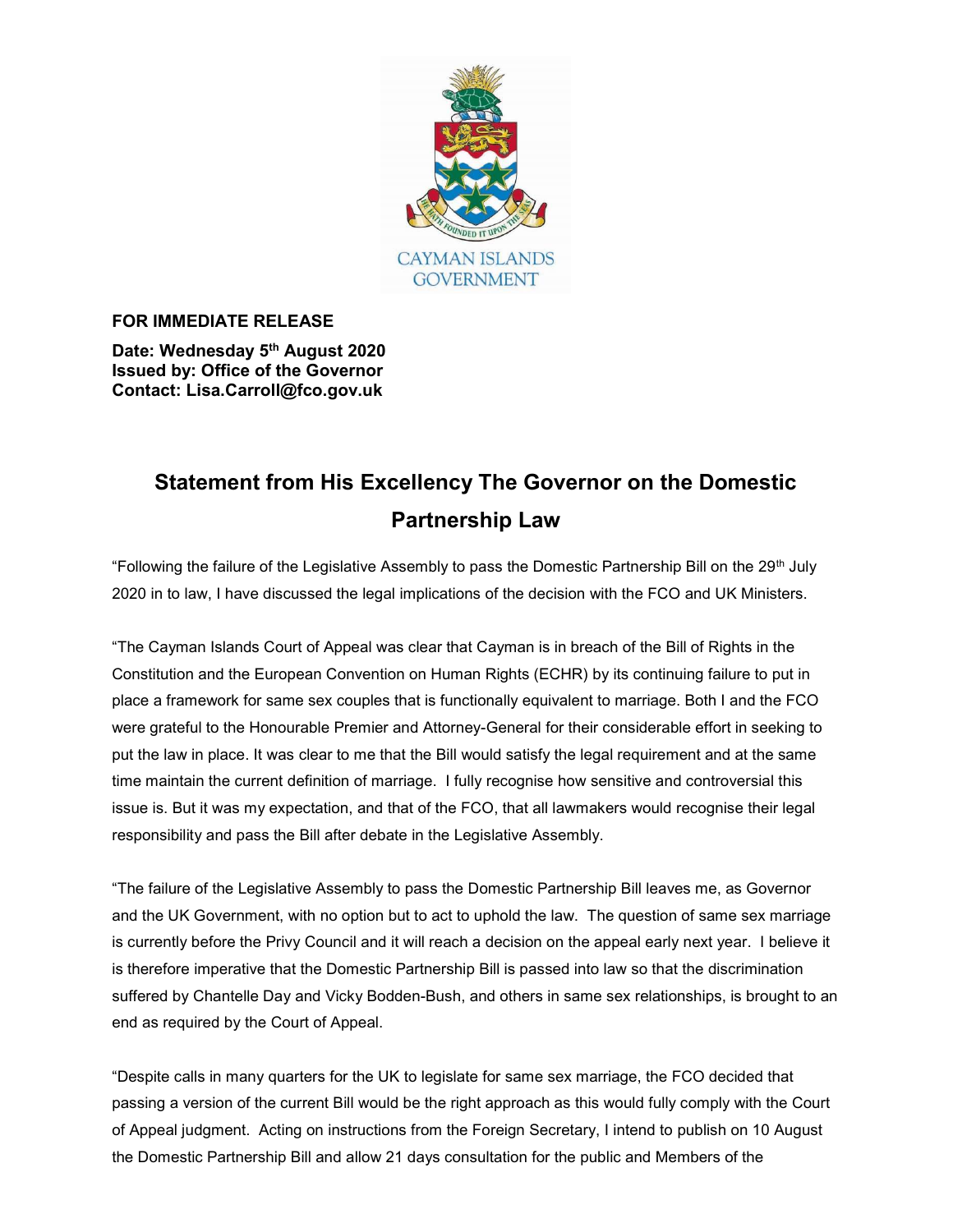CAYMAN ISLANDS GOVERNMENT

**FOR IMMEDIATE RELEASE**

**Date: Wednesday 5th August 2020**
**Issued by: Office of the Governor**
**Contact: Lisa.Carroll@fco.gov.uk**

## Statement from His Excellency The Governor on the Domestic Partnership Law

"Following the failure of the Legislative Assembly to pass the Domestic Partnership Bill on the 29th July 2020 in to law, I have discussed the legal implications of the decision with the FCO and UK Ministers.

"The Cayman Islands Court of Appeal was clear that Cayman is in breach of the Bill of Rights in the Constitution and the European Convention on Human Rights (ECHR) by its continuing failure to put in place a framework for same sex couples that is functionally equivalent to marriage. Both I and the FCO were grateful to the Honourable Premier and Attorney-General for their considerable effort in seeking to put the law in place. It was clear to me that the Bill would satisfy the legal requirement and at the same time maintain the current definition of marriage. I fully recognise how sensitive and controversial this issue is. But it was my expectation, and that of the FCO, that all lawmakers would recognise their legal responsibility and pass the Bill after debate in the Legislative Assembly.

"The failure of the Legislative Assembly to pass the Domestic Partnership Bill leaves me, as Governor and the UK Government, with no option but to act to uphold the law. The question of same sex marriage is currently before the Privy Council and it will reach a decision on the appeal early next year. I believe it is therefore imperative that the Domestic Partnership Bill is passed into law so that the discrimination suffered by Chantelle Day and Vicky Bodden-Bush, and others in same sex relationships, is brought to an end as required by the Court of Appeal.

"Despite calls in many quarters for the UK to legislate for same sex marriage, the FCO decided that passing a version of the current Bill would be the right approach as this would fully comply with the Court of Appeal judgment. Acting on instructions from the Foreign Secretary, I intend to publish on 10 August the Domestic Partnership Bill and allow 21 days consultation for the public and Members of the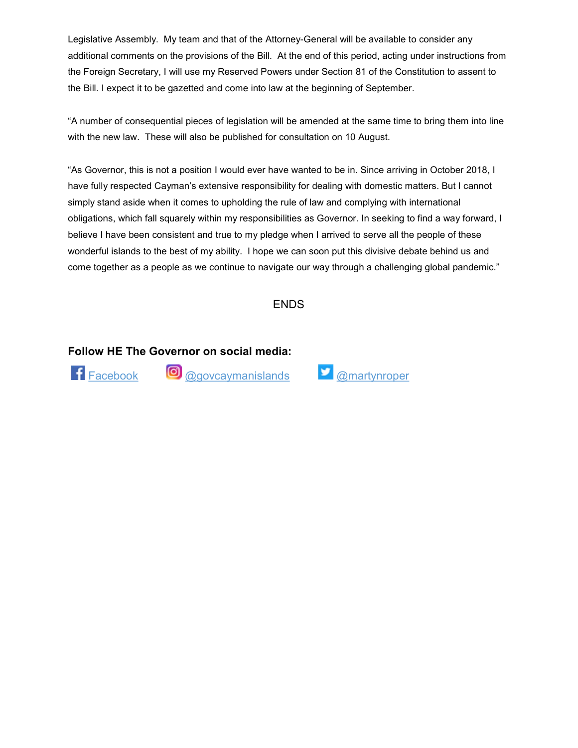Legislative Assembly. My team and that of the Attorney-General will be available to consider any additional comments on the provisions of the Bill. At the end of this period, acting under instructions from the Foreign Secretary, I will use my Reserved Powers under Section 81 of the Constitution to assent to the Bill. I expect it to be gazetted and come into law at the beginning of September.

"A number of consequential pieces of legislation will be amended at the same time to bring them into line with the new law. These will also be published for consultation on 10 August.

"As Governor, this is not a position I would ever have wanted to be in. Since arriving in October 2018, I have fully respected Cayman's extensive responsibility for dealing with domestic matters. But I cannot simply stand aside when it comes to upholding the rule of law and complying with international obligations, which fall squarely within my responsibilities as Governor. In seeking to find a way forward, I believe I have been consistent and true to my pledge when I arrived to serve all the people of these wonderful islands to the best of my ability. I hope we can soon put this divisive debate behind us and come together as a people as we continue to navigate our way through a challenging global pandemic."

ENDS

**Follow HE The Governor on social media:**

Facebook @govcaymanislands @martynroper